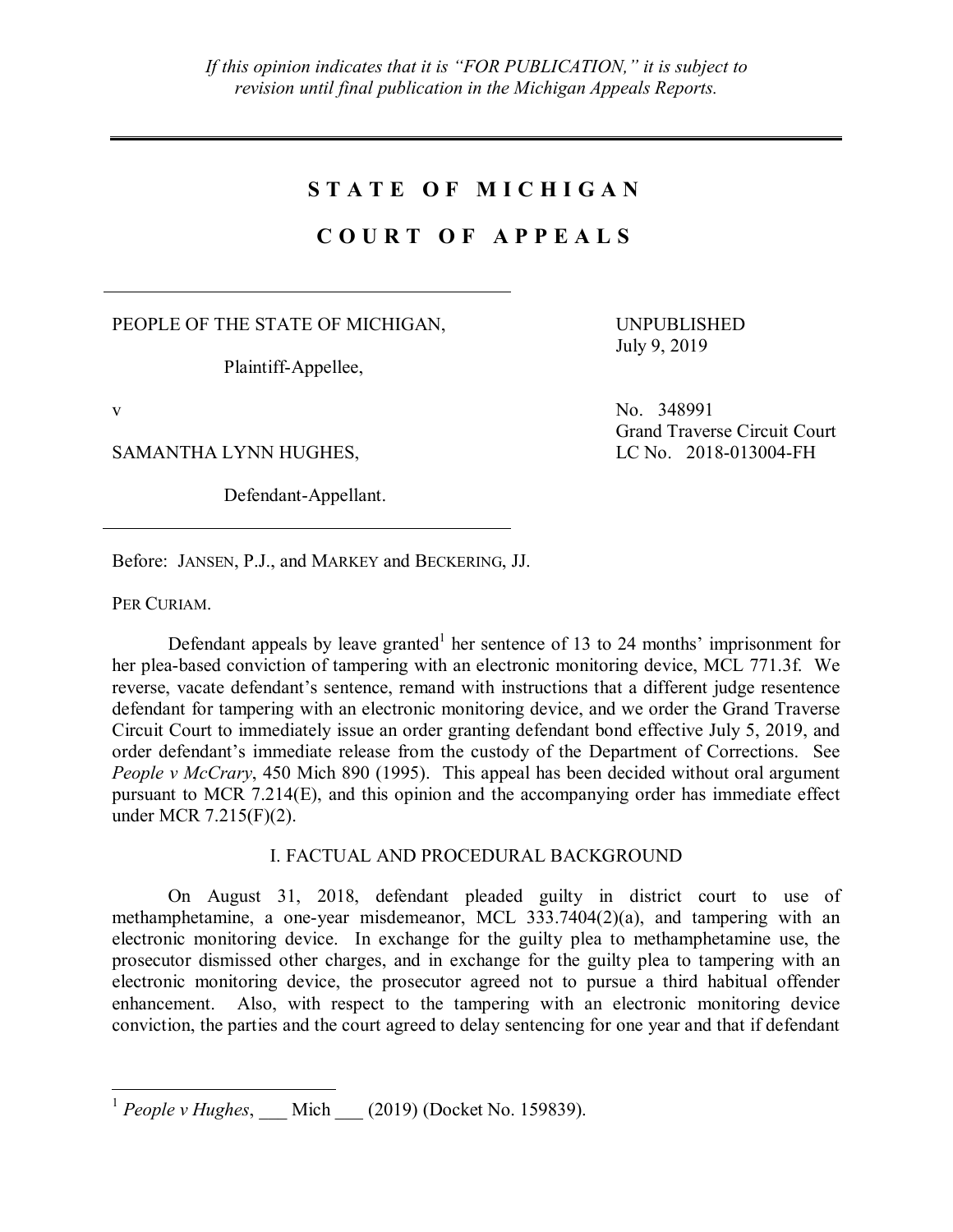*If this opinion indicates that it is "FOR PUBLICATION," it is subject to revision until final publication in the Michigan Appeals Reports.*

# STATE OF MICHIGAN

# COURT OF APPEALS

PEOPLE OF THE STATE OF MICHIGAN,

Plaintiff-Appellee,

v

SAMANTHA LYNN HUGHES,

Defendant-Appellant.

UNPUBLISHED
July 9, 2019

No. 348991
Grand Traverse Circuit Court
LC No. 2018-013004-FH

Before: JANSEN, P.J., and MARKEY and BECKERING, JJ.

PER CURIAM.

Defendant appeals by leave granted[1] her sentence of 13 to 24 months' imprisonment for her plea-based conviction of tampering with an electronic monitoring device, MCL 771.3f. We reverse, vacate defendant's sentence, remand with instructions that a different judge resentence defendant for tampering with an electronic monitoring device, and we order the Grand Traverse Circuit Court to immediately issue an order granting defendant bond effective July 5, 2019, and order defendant's immediate release from the custody of the Department of Corrections. See *People v McCrary*, 450 Mich 890 (1995). This appeal has been decided without oral argument pursuant to MCR 7.214(E), and this opinion and the accompanying order has immediate effect under MCR 7.215(F)(2).

## I. FACTUAL AND PROCEDURAL BACKGROUND

On August 31, 2018, defendant pleaded guilty in district court to use of methamphetamine, a one-year misdemeanor, MCL 333.7404(2)(a), and tampering with an electronic monitoring device. In exchange for the guilty plea to methamphetamine use, the prosecutor dismissed other charges, and in exchange for the guilty plea to tampering with an electronic monitoring device, the prosecutor agreed not to pursue a third habitual offender enhancement. Also, with respect to the tampering with an electronic monitoring device conviction, the parties and the court agreed to delay sentencing for one year and that if defendant

---

[1] *People v Hughes*, ___ Mich ___ (2019) (Docket No. 159839).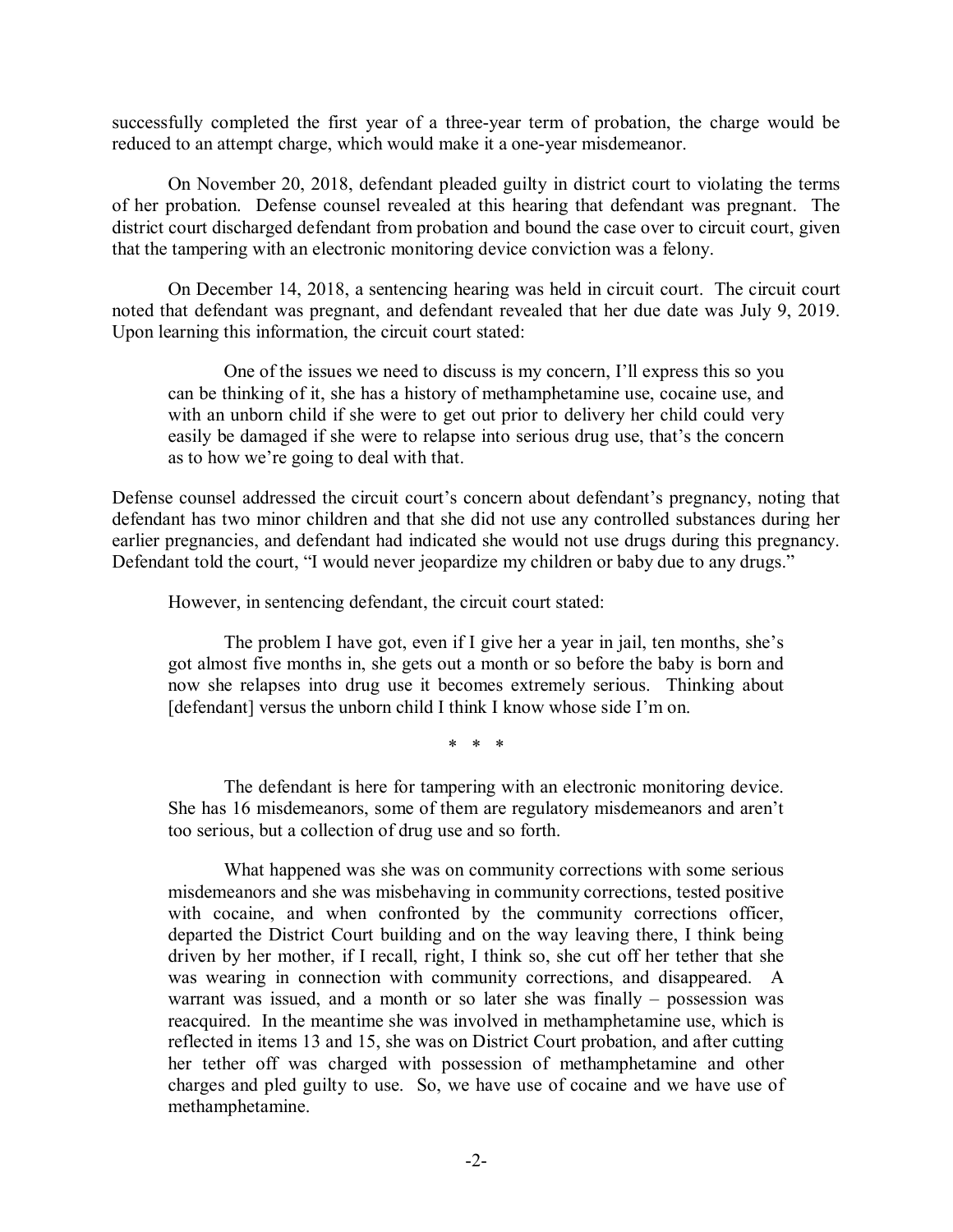successfully completed the first year of a three-year term of probation, the charge would be reduced to an attempt charge, which would make it a one-year misdemeanor.

On November 20, 2018, defendant pleaded guilty in district court to violating the terms of her probation. Defense counsel revealed at this hearing that defendant was pregnant. The district court discharged defendant from probation and bound the case over to circuit court, given that the tampering with an electronic monitoring device conviction was a felony.

On December 14, 2018, a sentencing hearing was held in circuit court. The circuit court noted that defendant was pregnant, and defendant revealed that her due date was July 9, 2019. Upon learning this information, the circuit court stated:

> One of the issues we need to discuss is my concern, I'll express this so you can be thinking of it, she has a history of methamphetamine use, cocaine use, and with an unborn child if she were to get out prior to delivery her child could very easily be damaged if she were to relapse into serious drug use, that's the concern as to how we're going to deal with that.

Defense counsel addressed the circuit court's concern about defendant's pregnancy, noting that defendant has two minor children and that she did not use any controlled substances during her earlier pregnancies, and defendant had indicated she would not use drugs during this pregnancy. Defendant told the court, "I would never jeopardize my children or baby due to any drugs."

However, in sentencing defendant, the circuit court stated:

> The problem I have got, even if I give her a year in jail, ten months, she's got almost five months in, she gets out a month or so before the baby is born and now she relapses into drug use it becomes extremely serious. Thinking about [defendant] versus the unborn child I think I know whose side I'm on.
>
> \* \* \*
>
> The defendant is here for tampering with an electronic monitoring device. She has 16 misdemeanors, some of them are regulatory misdemeanors and aren't too serious, but a collection of drug use and so forth.
>
> What happened was she was on community corrections with some serious misdemeanors and she was misbehaving in community corrections, tested positive with cocaine, and when confronted by the community corrections officer, departed the District Court building and on the way leaving there, I think being driven by her mother, if I recall, right, I think so, she cut off her tether that she was wearing in connection with community corrections, and disappeared. A warrant was issued, and a month or so later she was finally – possession was reacquired. In the meantime she was involved in methamphetamine use, which is reflected in items 13 and 15, she was on District Court probation, and after cutting her tether off was charged with possession of methamphetamine and other charges and pled guilty to use. So, we have use of cocaine and we have use of methamphetamine.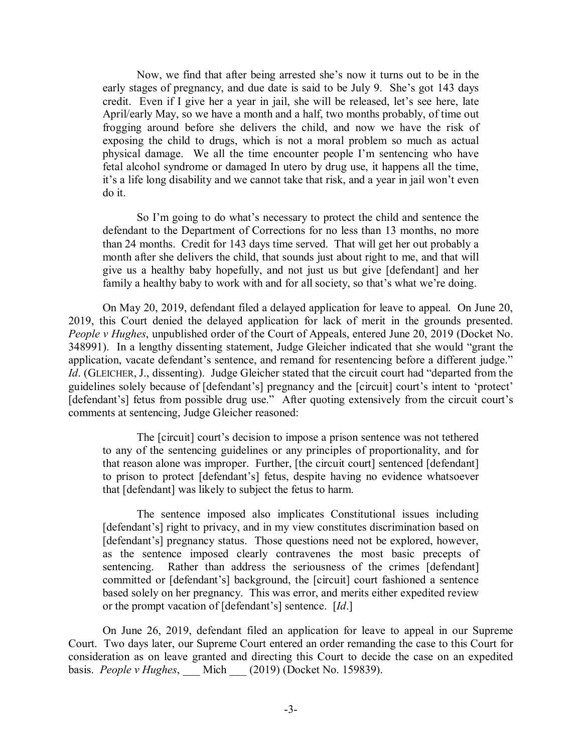> Now, we find that after being arrested she's now it turns out to be in the early stages of pregnancy, and due date is said to be July 9. She's got 143 days credit. Even if I give her a year in jail, she will be released, let's see here, late April/early May, so we have a month and a half, two months probably, of time out frogging around before she delivers the child, and now we have the risk of exposing the child to drugs, which is not a moral problem so much as actual physical damage. We all the time encounter people I'm sentencing who have fetal alcohol syndrome or damaged In utero by drug use, it happens all the time, it's a life long disability and we cannot take that risk, and a year in jail won't even do it.
>
> So I'm going to do what's necessary to protect the child and sentence the defendant to the Department of Corrections for no less than 13 months, no more than 24 months. Credit for 143 days time served. That will get her out probably a month after she delivers the child, that sounds just about right to me, and that will give us a healthy baby hopefully, and not just us but give [defendant] and her family a healthy baby to work with and for all society, so that's what we're doing.

On May 20, 2019, defendant filed a delayed application for leave to appeal. On June 20, 2019, this Court denied the delayed application for lack of merit in the grounds presented. *People v Hughes*, unpublished order of the Court of Appeals, entered June 20, 2019 (Docket No. 348991). In a lengthy dissenting statement, Judge Gleicher indicated that she would "grant the application, vacate defendant's sentence, and remand for resentencing before a different judge." *Id*. (GLEICHER, J., dissenting). Judge Gleicher stated that the circuit court had "departed from the guidelines solely because of [defendant's] pregnancy and the [circuit] court's intent to 'protect' [defendant's] fetus from possible drug use." After quoting extensively from the circuit court's comments at sentencing, Judge Gleicher reasoned:

> The [circuit] court's decision to impose a prison sentence was not tethered to any of the sentencing guidelines or any principles of proportionality, and for that reason alone was improper. Further, [the circuit court] sentenced [defendant] to prison to protect [defendant's] fetus, despite having no evidence whatsoever that [defendant] was likely to subject the fetus to harm.
>
> The sentence imposed also implicates Constitutional issues including [defendant's] right to privacy, and in my view constitutes discrimination based on [defendant's] pregnancy status. Those questions need not be explored, however, as the sentence imposed clearly contravenes the most basic precepts of sentencing. Rather than address the seriousness of the crimes [defendant] committed or [defendant's] background, the [circuit] court fashioned a sentence based solely on her pregnancy. This was error, and merits either expedited review or the prompt vacation of [defendant's] sentence. [*Id*.]

On June 26, 2019, defendant filed an application for leave to appeal in our Supreme Court. Two days later, our Supreme Court entered an order remanding the case to this Court for consideration as on leave granted and directing this Court to decide the case on an expedited basis. *People v Hughes*, \_\_\_ Mich \_\_\_ (2019) (Docket No. 159839).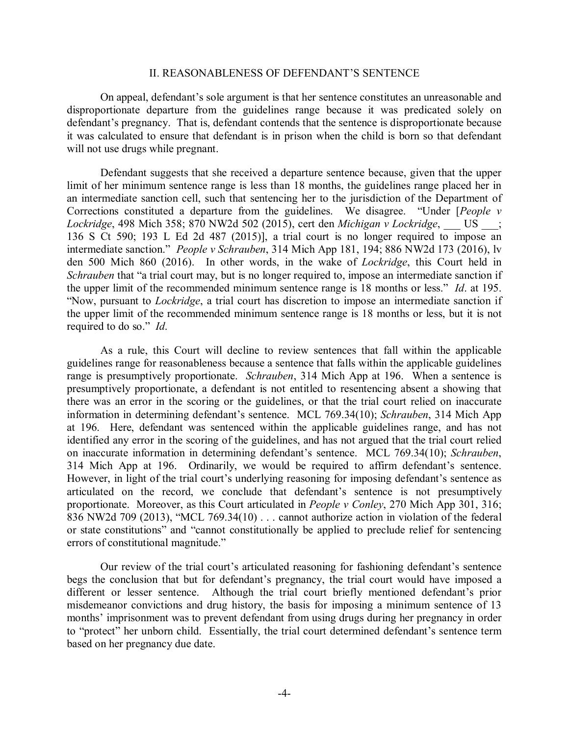## II. REASONABLENESS OF DEFENDANT'S SENTENCE

On appeal, defendant's sole argument is that her sentence constitutes an unreasonable and disproportionate departure from the guidelines range because it was predicated solely on defendant's pregnancy. That is, defendant contends that the sentence is disproportionate because it was calculated to ensure that defendant is in prison when the child is born so that defendant will not use drugs while pregnant.

Defendant suggests that she received a departure sentence because, given that the upper limit of her minimum sentence range is less than 18 months, the guidelines range placed her in an intermediate sanction cell, such that sentencing her to the jurisdiction of the Department of Corrections constituted a departure from the guidelines. We disagree. "Under [*People v Lockridge*, 498 Mich 358; 870 NW2d 502 (2015), cert den *Michigan v Lockridge*, ___ US ___; 136 S Ct 590; 193 L Ed 2d 487 (2015)], a trial court is no longer required to impose an intermediate sanction." *People v Schrauben*, 314 Mich App 181, 194; 886 NW2d 173 (2016), lv den 500 Mich 860 (2016). In other words, in the wake of *Lockridge*, this Court held in *Schrauben* that "a trial court may, but is no longer required to, impose an intermediate sanction if the upper limit of the recommended minimum sentence range is 18 months or less." *Id*. at 195. "Now, pursuant to *Lockridge*, a trial court has discretion to impose an intermediate sanction if the upper limit of the recommended minimum sentence range is 18 months or less, but it is not required to do so." *Id*.

As a rule, this Court will decline to review sentences that fall within the applicable guidelines range for reasonableness because a sentence that falls within the applicable guidelines range is presumptively proportionate. *Schrauben*, 314 Mich App at 196. When a sentence is presumptively proportionate, a defendant is not entitled to resentencing absent a showing that there was an error in the scoring or the guidelines, or that the trial court relied on inaccurate information in determining defendant's sentence. MCL 769.34(10); *Schrauben*, 314 Mich App at 196. Here, defendant was sentenced within the applicable guidelines range, and has not identified any error in the scoring of the guidelines, and has not argued that the trial court relied on inaccurate information in determining defendant's sentence. MCL 769.34(10); *Schrauben*, 314 Mich App at 196. Ordinarily, we would be required to affirm defendant's sentence. However, in light of the trial court's underlying reasoning for imposing defendant's sentence as articulated on the record, we conclude that defendant's sentence is not presumptively proportionate. Moreover, as this Court articulated in *People v Conley*, 270 Mich App 301, 316; 836 NW2d 709 (2013), "MCL 769.34(10) . . . cannot authorize action in violation of the federal or state constitutions" and "cannot constitutionally be applied to preclude relief for sentencing errors of constitutional magnitude."

Our review of the trial court's articulated reasoning for fashioning defendant's sentence begs the conclusion that but for defendant's pregnancy, the trial court would have imposed a different or lesser sentence. Although the trial court briefly mentioned defendant's prior misdemeanor convictions and drug history, the basis for imposing a minimum sentence of 13 months' imprisonment was to prevent defendant from using drugs during her pregnancy in order to "protect" her unborn child. Essentially, the trial court determined defendant's sentence term based on her pregnancy due date.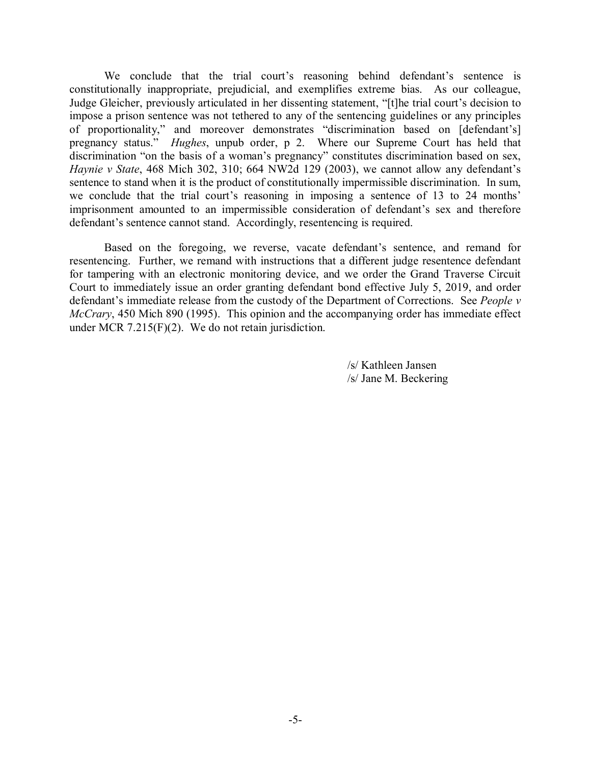We conclude that the trial court's reasoning behind defendant's sentence is constitutionally inappropriate, prejudicial, and exemplifies extreme bias. As our colleague, Judge Gleicher, previously articulated in her dissenting statement, "[t]he trial court's decision to impose a prison sentence was not tethered to any of the sentencing guidelines or any principles of proportionality," and moreover demonstrates "discrimination based on [defendant's] pregnancy status." *Hughes*, unpub order, p 2. Where our Supreme Court has held that discrimination "on the basis of a woman's pregnancy" constitutes discrimination based on sex, *Haynie v State*, 468 Mich 302, 310; 664 NW2d 129 (2003), we cannot allow any defendant's sentence to stand when it is the product of constitutionally impermissible discrimination. In sum, we conclude that the trial court's reasoning in imposing a sentence of 13 to 24 months' imprisonment amounted to an impermissible consideration of defendant's sex and therefore defendant's sentence cannot stand. Accordingly, resentencing is required.

Based on the foregoing, we reverse, vacate defendant's sentence, and remand for resentencing. Further, we remand with instructions that a different judge resentence defendant for tampering with an electronic monitoring device, and we order the Grand Traverse Circuit Court to immediately issue an order granting defendant bond effective July 5, 2019, and order defendant's immediate release from the custody of the Department of Corrections. See *People v McCrary*, 450 Mich 890 (1995). This opinion and the accompanying order has immediate effect under MCR 7.215(F)(2). We do not retain jurisdiction.

/s/ Kathleen Jansen
/s/ Jane M. Beckering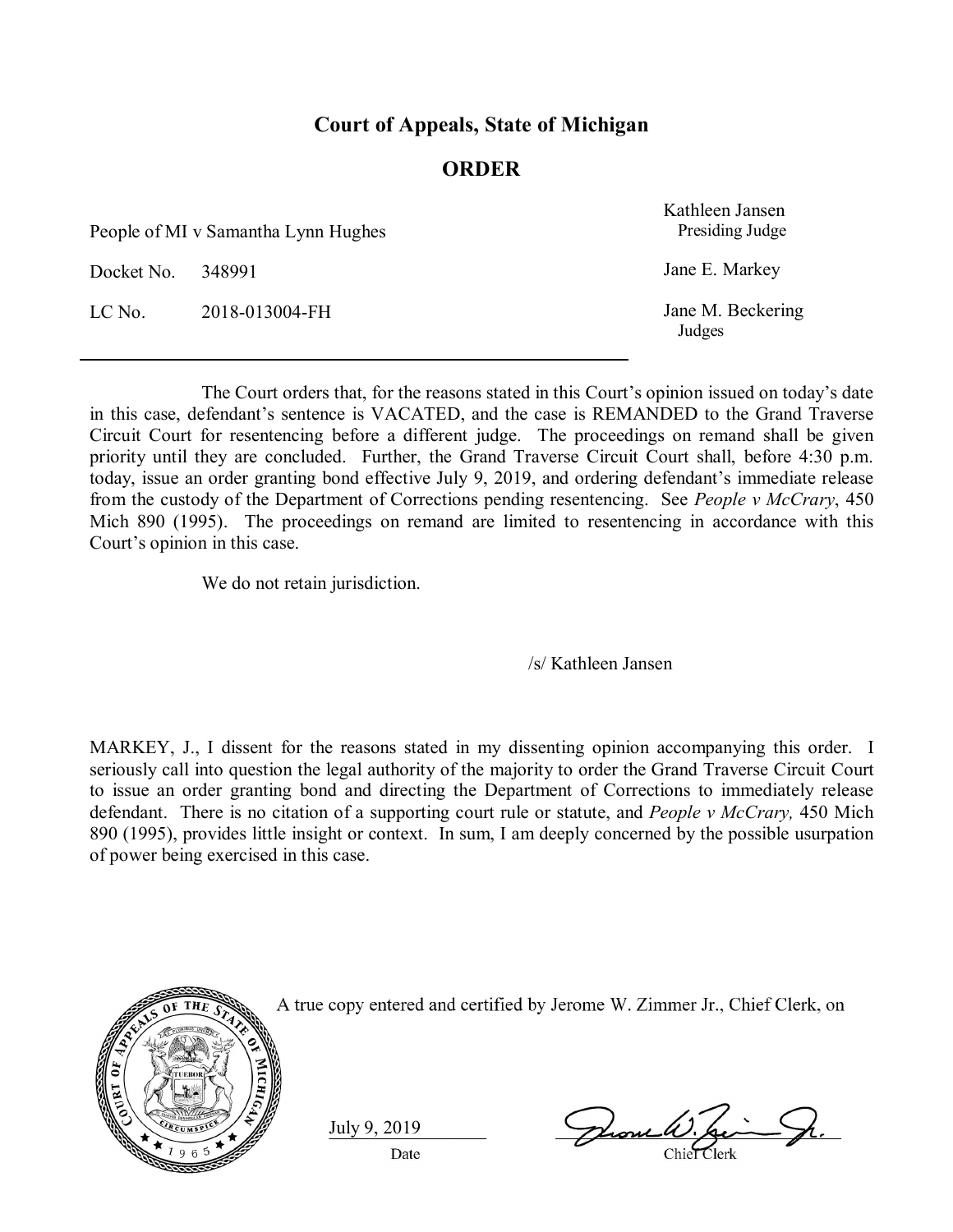# Court of Appeals, State of Michigan

## ORDER

People of MI v Samantha Lynn Hughes

Docket No. 348991

LC No. 2018-013004-FH

Kathleen Jansen
Presiding Judge

Jane E. Markey

Jane M. Beckering
Judges

---

The Court orders that, for the reasons stated in this Court's opinion issued on today's date in this case, defendant's sentence is VACATED, and the case is REMANDED to the Grand Traverse Circuit Court for resentencing before a different judge. The proceedings on remand shall be given priority until they are concluded. Further, the Grand Traverse Circuit Court shall, before 4:30 p.m. today, issue an order granting bond effective July 9, 2019, and ordering defendant's immediate release from the custody of the Department of Corrections pending resentencing. See *People v McCrary*, 450 Mich 890 (1995). The proceedings on remand are limited to resentencing in accordance with this Court's opinion in this case.

We do not retain jurisdiction.

/s/ Kathleen Jansen

MARKEY, J., I dissent for the reasons stated in my dissenting opinion accompanying this order. I seriously call into question the legal authority of the majority to order the Grand Traverse Circuit Court to issue an order granting bond and directing the Department of Corrections to immediately release defendant. There is no citation of a supporting court rule or statute, and *People v McCrary,* 450 Mich 890 (1995), provides little insight or context. In sum, I am deeply concerned by the possible usurpation of power being exercised in this case.

A true copy entered and certified by Jerome W. Zimmer Jr., Chief Clerk, on

July 9, 2019
Date

Chief Clerk